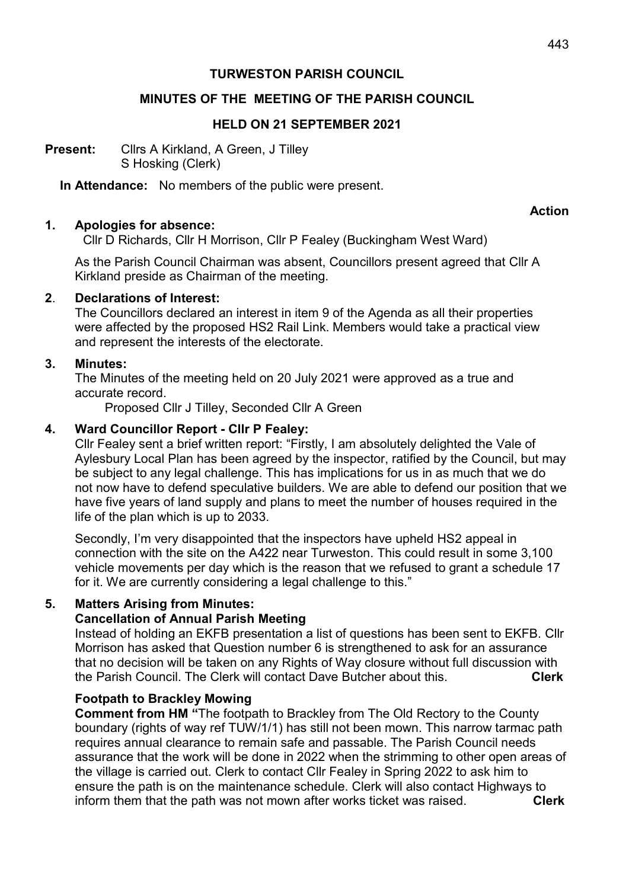# TURWESTON PARISH COUNCIL

## MINUTES OF THE MEETING OF THE PARISH COUNCIL

## HELD ON 21 SEPTEMBER 2021

**Present:** Cllrs A Kirkland, A Green, J Tilley
S Hosking (Clerk)

**In Attendance:** No members of the public were present.

**Action**

**1. Apologies for absence:**
Cllr D Richards, Cllr H Morrison, Cllr P Fealey (Buckingham West Ward)

As the Parish Council Chairman was absent, Councillors present agreed that Cllr A Kirkland preside as Chairman of the meeting.

**2. Declarations of Interest:**
The Councillors declared an interest in item 9 of the Agenda as all their properties were affected by the proposed HS2 Rail Link. Members would take a practical view and represent the interests of the electorate.

**3. Minutes:**
The Minutes of the meeting held on 20 July 2021 were approved as a true and accurate record.
Proposed Cllr J Tilley, Seconded Cllr A Green

**4. Ward Councillor Report - Cllr P Fealey:**
Cllr Fealey sent a brief written report: "Firstly, I am absolutely delighted the Vale of Aylesbury Local Plan has been agreed by the inspector, ratified by the Council, but may be subject to any legal challenge. This has implications for us in as much that we do not now have to defend speculative builders. We are able to defend our position that we have five years of land supply and plans to meet the number of houses required in the life of the plan which is up to 2033.

Secondly, I'm very disappointed that the inspectors have upheld HS2 appeal in connection with the site on the A422 near Turweston. This could result in some 3,100 vehicle movements per day which is the reason that we refused to grant a schedule 17 for it. We are currently considering a legal challenge to this."

**5. Matters Arising from Minutes:**

**Cancellation of Annual Parish Meeting**

Instead of holding an EKFB presentation a list of questions has been sent to EKFB. Cllr Morrison has asked that Question number 6 is strengthened to ask for an assurance that no decision will be taken on any Rights of Way closure without full discussion with the Parish Council. The Clerk will contact Dave Butcher about this. **Clerk**

**Footpath to Brackley Mowing**

**Comment from HM "**The footpath to Brackley from The Old Rectory to the County boundary (rights of way ref TUW/1/1) has still not been mown. This narrow tarmac path requires annual clearance to remain safe and passable. The Parish Council needs assurance that the work will be done in 2022 when the strimming to other open areas of the village is carried out. Clerk to contact Cllr Fealey in Spring 2022 to ask him to ensure the path is on the maintenance schedule. Clerk will also contact Highways to inform them that the path was not mown after works ticket was raised. **Clerk**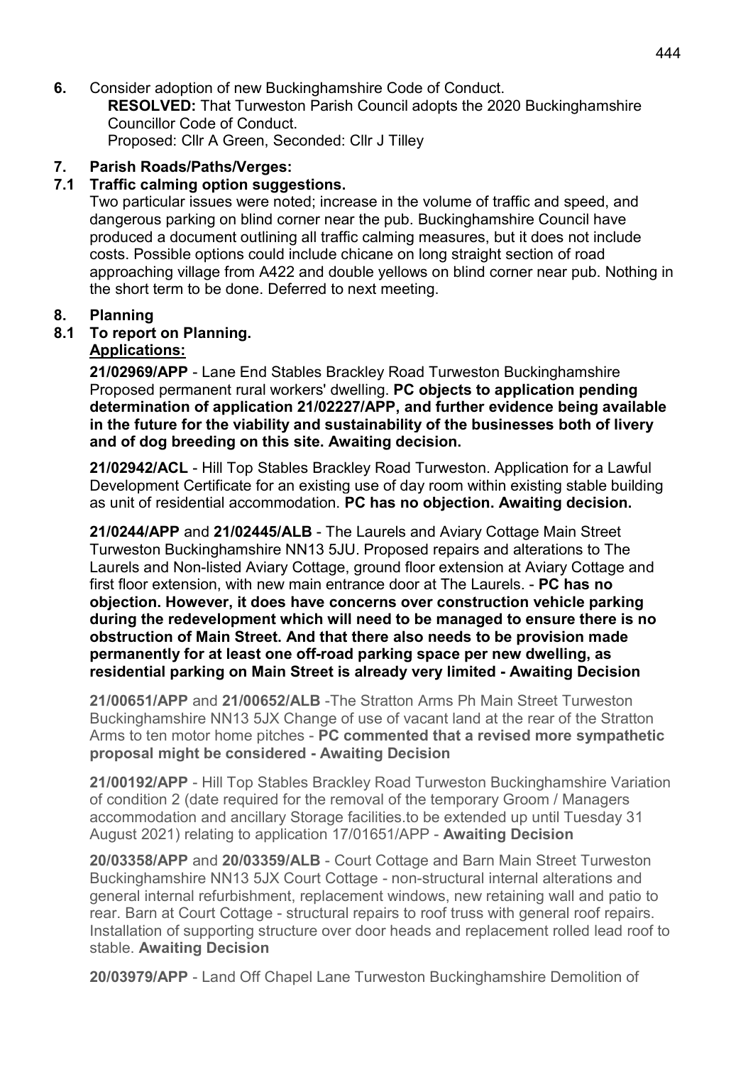**6.** Consider adoption of new Buckinghamshire Code of Conduct.

**RESOLVED:** That Turweston Parish Council adopts the 2020 Buckinghamshire Councillor Code of Conduct.
Proposed: Cllr A Green, Seconded: Cllr J Tilley

**7. Parish Roads/Paths/Verges:**

**7.1 Traffic calming option suggestions.**

Two particular issues were noted; increase in the volume of traffic and speed, and dangerous parking on blind corner near the pub. Buckinghamshire Council have produced a document outlining all traffic calming measures, but it does not include costs. Possible options could include chicane on long straight section of road approaching village from A422 and double yellows on blind corner near pub. Nothing in the short term to be done. Deferred to next meeting.

**8. Planning**

**8.1 To report on Planning.**

**Applications:**

**21/02969/APP** - Lane End Stables Brackley Road Turweston Buckinghamshire Proposed permanent rural workers' dwelling. **PC objects to application pending determination of application 21/02227/APP, and further evidence being available in the future for the viability and sustainability of the businesses both of livery and of dog breeding on this site. Awaiting decision.**

**21/02942/ACL** - Hill Top Stables Brackley Road Turweston. Application for a Lawful Development Certificate for an existing use of day room within existing stable building as unit of residential accommodation. **PC has no objection. Awaiting decision.**

**21/0244/APP** and **21/02445/ALB** - The Laurels and Aviary Cottage Main Street Turweston Buckinghamshire NN13 5JU. Proposed repairs and alterations to The Laurels and Non-listed Aviary Cottage, ground floor extension at Aviary Cottage and first floor extension, with new main entrance door at The Laurels. - **PC has no objection. However, it does have concerns over construction vehicle parking during the redevelopment which will need to be managed to ensure there is no obstruction of Main Street. And that there also needs to be provision made permanently for at least one off-road parking space per new dwelling, as residential parking on Main Street is already very limited - Awaiting Decision**

**21/00651/APP** and **21/00652/ALB** -The Stratton Arms Ph Main Street Turweston Buckinghamshire NN13 5JX Change of use of vacant land at the rear of the Stratton Arms to ten motor home pitches - **PC commented that a revised more sympathetic proposal might be considered - Awaiting Decision**

**21/00192/APP** - Hill Top Stables Brackley Road Turweston Buckinghamshire Variation of condition 2 (date required for the removal of the temporary Groom / Managers accommodation and ancillary Storage facilities.to be extended up until Tuesday 31 August 2021) relating to application 17/01651/APP - **Awaiting Decision**

**20/03358/APP** and **20/03359/ALB** - Court Cottage and Barn Main Street Turweston Buckinghamshire NN13 5JX Court Cottage - non-structural internal alterations and general internal refurbishment, replacement windows, new retaining wall and patio to rear. Barn at Court Cottage - structural repairs to roof truss with general roof repairs. Installation of supporting structure over door heads and replacement rolled lead roof to stable. **Awaiting Decision**

**20/03979/APP** - Land Off Chapel Lane Turweston Buckinghamshire Demolition of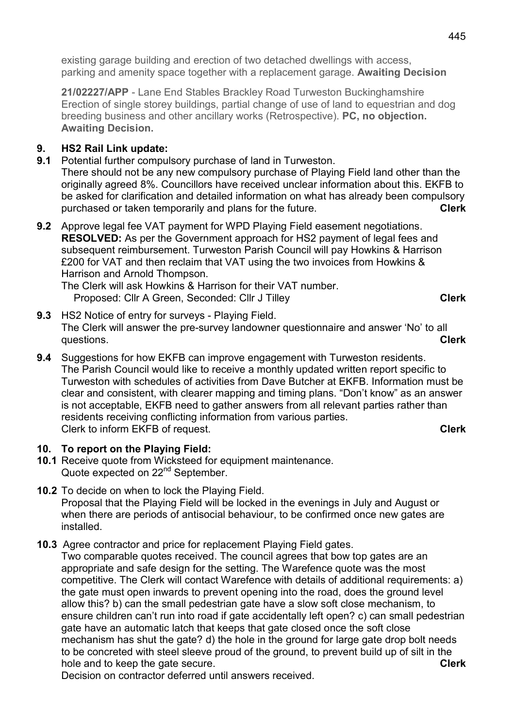existing garage building and erection of two detached dwellings with access, parking and amenity space together with a replacement garage. **Awaiting Decision**

**21/02227/APP** - Lane End Stables Brackley Road Turweston Buckinghamshire Erection of single storey buildings, partial change of use of land to equestrian and dog breeding business and other ancillary works (Retrospective). **PC, no objection. Awaiting Decision.**

## 9. HS2 Rail Link update:

**9.1** Potential further compulsory purchase of land in Turweston.
There should not be any new compulsory purchase of Playing Field land other than the originally agreed 8%. Councillors have received unclear information about this. EKFB to be asked for clarification and detailed information on what has already been compulsory purchased or taken temporarily and plans for the future. **Clerk**

**9.2** Approve legal fee VAT payment for WPD Playing Field easement negotiations.
**RESOLVED:** As per the Government approach for HS2 payment of legal fees and subsequent reimbursement. Turweston Parish Council will pay Howkins & Harrison £200 for VAT and then reclaim that VAT using the two invoices from Howkins & Harrison and Arnold Thompson.
The Clerk will ask Howkins & Harrison for their VAT number.
Proposed: Cllr A Green, Seconded: Cllr J Tilley **Clerk**

**9.3** HS2 Notice of entry for surveys - Playing Field.
The Clerk will answer the pre-survey landowner questionnaire and answer 'No' to all questions. **Clerk**

**9.4** Suggestions for how EKFB can improve engagement with Turweston residents.
The Parish Council would like to receive a monthly updated written report specific to Turweston with schedules of activities from Dave Butcher at EKFB. Information must be clear and consistent, with clearer mapping and timing plans. "Don't know" as an answer is not acceptable, EKFB need to gather answers from all relevant parties rather than residents receiving conflicting information from various parties.
Clerk to inform EKFB of request. **Clerk**

## 10. To report on the Playing Field:

**10.1** Receive quote from Wicksteed for equipment maintenance.
Quote expected on 22nd September.

**10.2** To decide on when to lock the Playing Field.
Proposal that the Playing Field will be locked in the evenings in July and August or when there are periods of antisocial behaviour, to be confirmed once new gates are installed.

**10.3** Agree contractor and price for replacement Playing Field gates.
Two comparable quotes received. The council agrees that bow top gates are an appropriate and safe design for the setting. The Warefence quote was the most competitive. The Clerk will contact Warefence with details of additional requirements: a) the gate must open inwards to prevent opening into the road, does the ground level allow this? b) can the small pedestrian gate have a slow soft close mechanism, to ensure children can't run into road if gate accidentally left open? c) can small pedestrian gate have an automatic latch that keeps that gate closed once the soft close mechanism has shut the gate? d) the hole in the ground for large gate drop bolt needs to be concreted with steel sleeve proud of the ground, to prevent build up of silt in the hole and to keep the gate secure. **Clerk**
Decision on contractor deferred until answers received.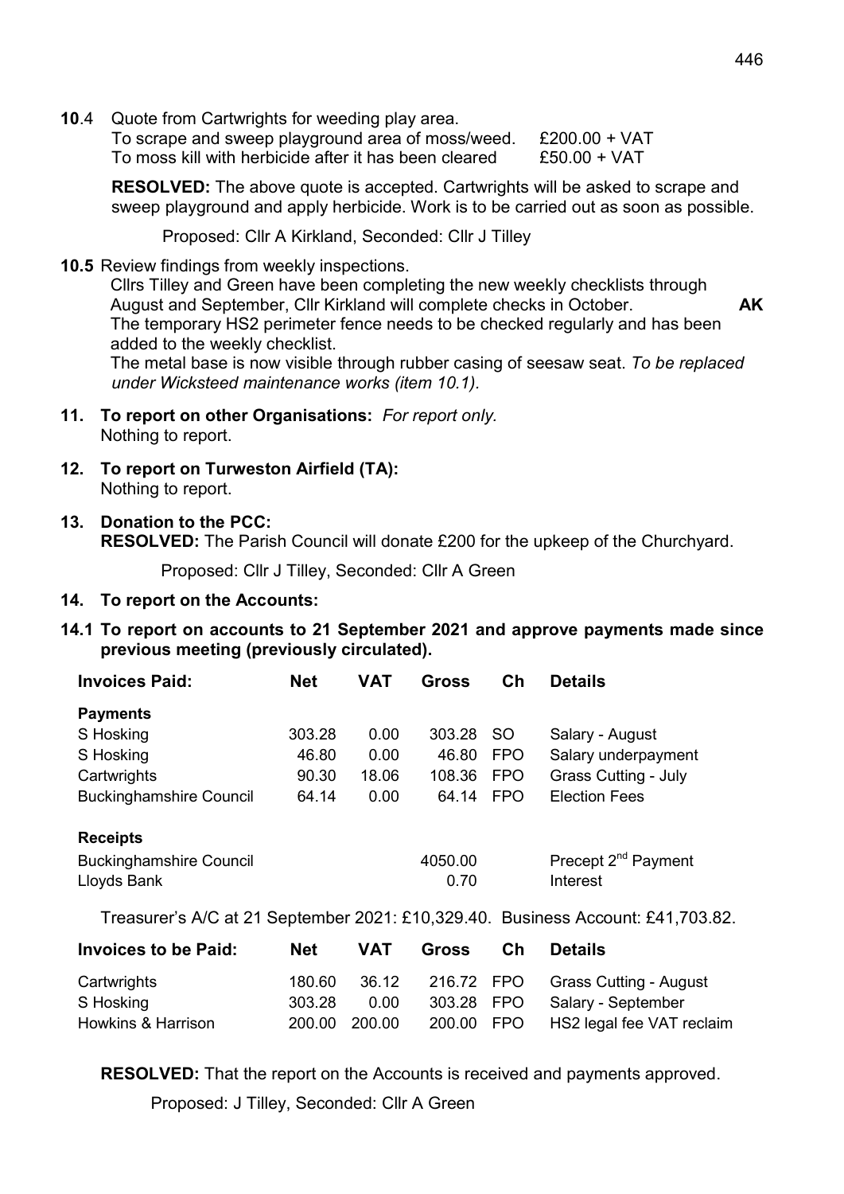**10**.4 Quote from Cartwrights for weeding play area.

To scrape and sweep playground area of moss/weed. £200.00 + VAT
To moss kill with herbicide after it has been cleared £50.00 + VAT

**RESOLVED:** The above quote is accepted. Cartwrights will be asked to scrape and sweep playground and apply herbicide. Work is to be carried out as soon as possible.

Proposed: Cllr A Kirkland, Seconded: Cllr J Tilley

**10.5** Review findings from weekly inspections.

Cllrs Tilley and Green have been completing the new weekly checklists through August and September, Cllr Kirkland will complete checks in October. **AK**

The temporary HS2 perimeter fence needs to be checked regularly and has been added to the weekly checklist.

The metal base is now visible through rubber casing of seesaw seat. *To be replaced under Wicksteed maintenance works (item 10.1).*

**11. To report on other Organisations:** *For report only.*

Nothing to report.

**12. To report on Turweston Airfield (TA):**

Nothing to report.

**13. Donation to the PCC:**

**RESOLVED:** The Parish Council will donate £200 for the upkeep of the Churchyard.

Proposed: Cllr J Tilley, Seconded: Cllr A Green

**14. To report on the Accounts:**

**14.1 To report on accounts to 21 September 2021 and approve payments made since previous meeting (previously circulated).**

| **Invoices Paid:** | **Net** | **VAT** | **Gross** | **Ch** | **Details** |
|---|---|---|---|---|---|
| **Payments** | | | | | |
| S Hosking | 303.28 | 0.00 | 303.28 | SO | Salary - August |
| S Hosking | 46.80 | 0.00 | 46.80 | FPO | Salary underpayment |
| Cartwrights | 90.30 | 18.06 | 108.36 | FPO | Grass Cutting - July |
| Buckinghamshire Council | 64.14 | 0.00 | 64.14 | FPO | Election Fees |
| **Receipts** | | | | | |
| Buckinghamshire Council | | | 4050.00 | | Precept 2nd Payment |
| Lloyds Bank | | | 0.70 | | Interest |

Treasurer's A/C at 21 September 2021: £10,329.40. Business Account: £41,703.82.

| **Invoices to be Paid:** | **Net** | **VAT** | **Gross** | **Ch** | **Details** |
|---|---|---|---|---|---|
| Cartwrights | 180.60 | 36.12 | 216.72 | FPO | Grass Cutting - August |
| S Hosking | 303.28 | 0.00 | 303.28 | FPO | Salary - September |
| Howkins & Harrison | 200.00 | 200.00 | 200.00 | FPO | HS2 legal fee VAT reclaim |

**RESOLVED:** That the report on the Accounts is received and payments approved.

Proposed: J Tilley, Seconded: Cllr A Green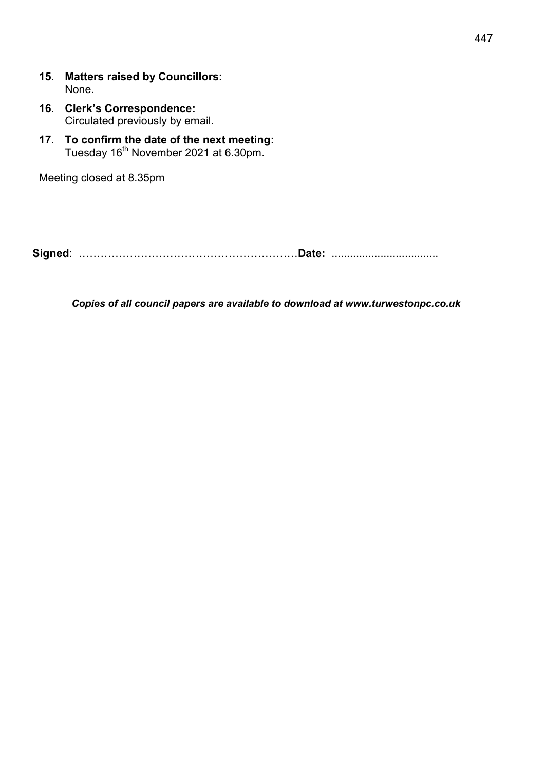**15. Matters raised by Councillors:**
None.

**16. Clerk's Correspondence:**
Circulated previously by email.

**17. To confirm the date of the next meeting:**
Tuesday 16th November 2021 at 6.30pm.

Meeting closed at 8.35pm

**Signed**: ……………………………………………………**Date:** ...................................

***Copies of all council papers are available to download at www.turwestonpc.co.uk***